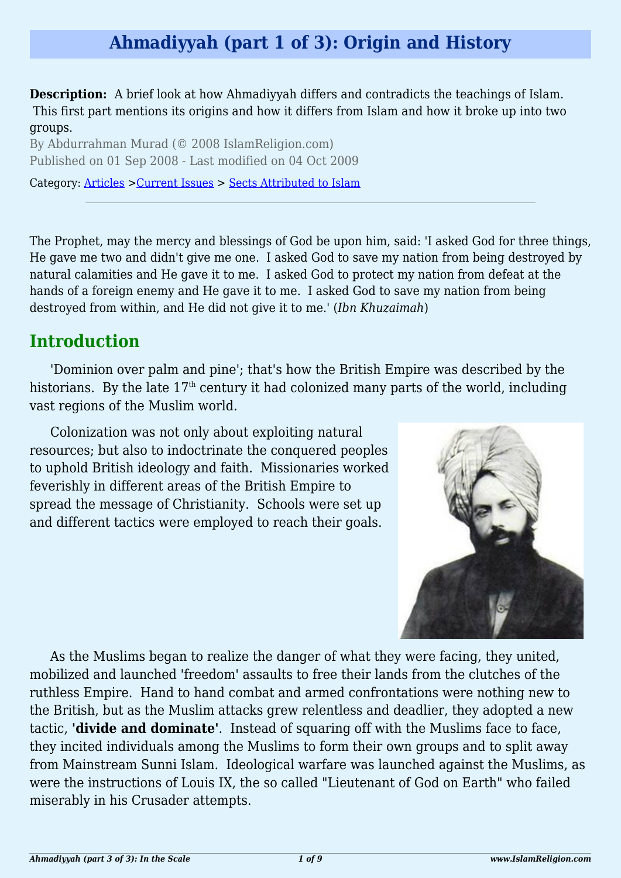# Ahmadiyyah (part 1 of 3): Origin and History

**Description:** A brief look at how Ahmadiyyah differs and contradicts the teachings of Islam. This first part mentions its origins and how it differs from Islam and how it broke up into two groups.

By Abdurrahman Murad (© 2008 IslamReligion.com)
Published on 01 Sep 2008 - Last modified on 04 Oct 2009

Category: Articles >Current Issues > Sects Attributed to Islam

---

The Prophet, may the mercy and blessings of God be upon him, said: 'I asked God for three things, He gave me two and didn't give me one. I asked God to save my nation from being destroyed by natural calamities and He gave it to me. I asked God to protect my nation from defeat at the hands of a foreign enemy and He gave it to me. I asked God to save my nation from being destroyed from within, and He did not give it to me.' (*Ibn Khuzaimah*)

## Introduction

'Dominion over palm and pine'; that's how the British Empire was described by the historians. By the late 17th century it had colonized many parts of the world, including vast regions of the Muslim world.

Colonization was not only about exploiting natural resources; but also to indoctrinate the conquered peoples to uphold British ideology and faith. Missionaries worked feverishly in different areas of the British Empire to spread the message of Christianity. Schools were set up and different tactics were employed to reach their goals.

As the Muslims began to realize the danger of what they were facing, they united, mobilized and launched 'freedom' assaults to free their lands from the clutches of the ruthless Empire. Hand to hand combat and armed confrontations were nothing new to the British, but as the Muslim attacks grew relentless and deadlier, they adopted a new tactic, **'divide and dominate'**. Instead of squaring off with the Muslims face to face, they incited individuals among the Muslims to form their own groups and to split away from Mainstream Sunni Islam. Ideological warfare was launched against the Muslims, as were the instructions of Louis IX, the so called "Lieutenant of God on Earth" who failed miserably in his Crusader attempts.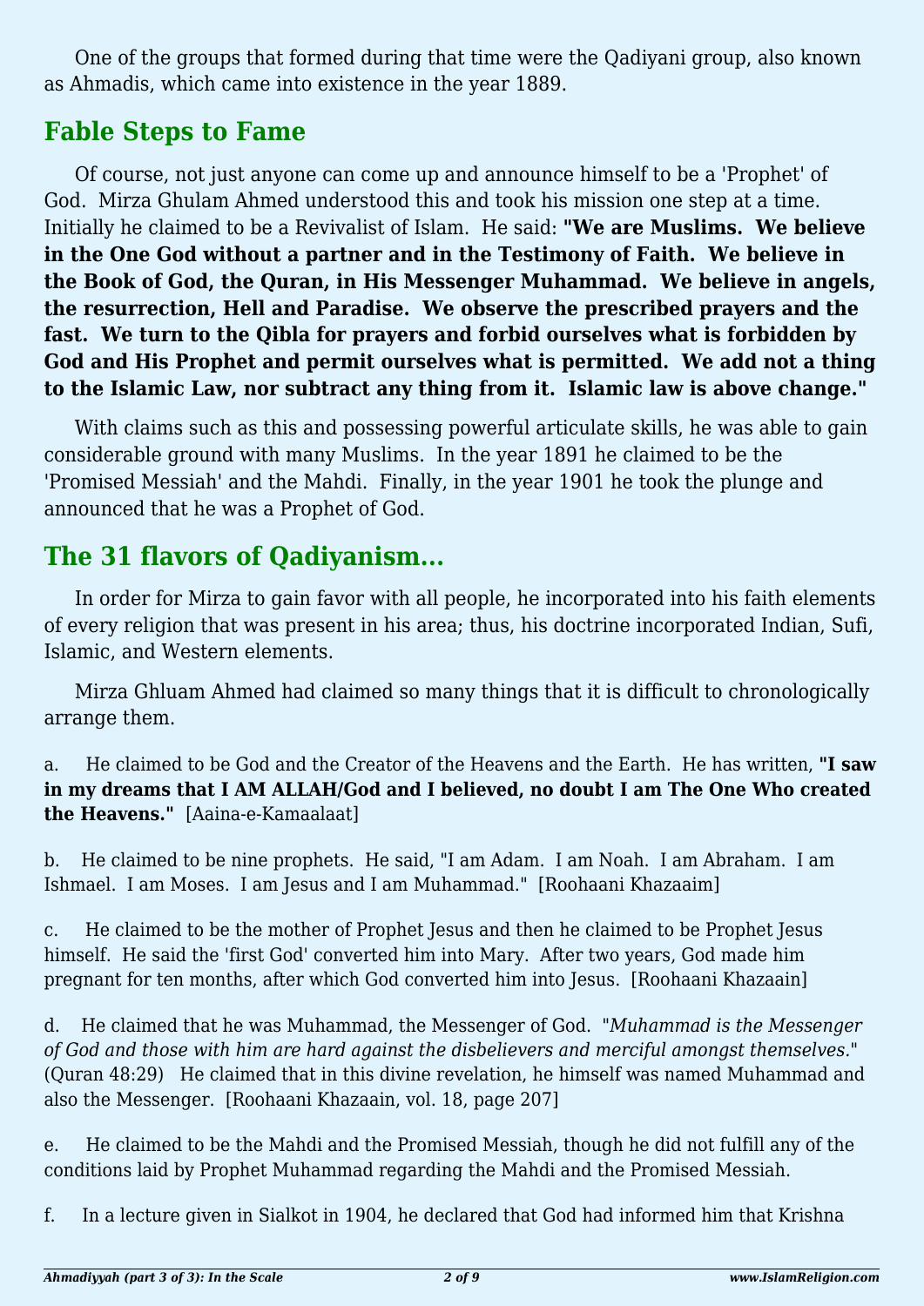One of the groups that formed during that time were the Qadiyani group, also known as Ahmadis, which came into existence in the year 1889.

## Fable Steps to Fame

Of course, not just anyone can come up and announce himself to be a 'Prophet' of God. Mirza Ghulam Ahmed understood this and took his mission one step at a time. Initially he claimed to be a Revivalist of Islam. He said: **"We are Muslims. We believe in the One God without a partner and in the Testimony of Faith. We believe in the Book of God, the Quran, in His Messenger Muhammad. We believe in angels, the resurrection, Hell and Paradise. We observe the prescribed prayers and the fast. We turn to the Qibla for prayers and forbid ourselves what is forbidden by God and His Prophet and permit ourselves what is permitted. We add not a thing to the Islamic Law, nor subtract any thing from it. Islamic law is above change."**

With claims such as this and possessing powerful articulate skills, he was able to gain considerable ground with many Muslims. In the year 1891 he claimed to be the 'Promised Messiah' and the Mahdi. Finally, in the year 1901 he took the plunge and announced that he was a Prophet of God.

## The 31 flavors of Qadiyanism...

In order for Mirza to gain favor with all people, he incorporated into his faith elements of every religion that was present in his area; thus, his doctrine incorporated Indian, Sufi, Islamic, and Western elements.

Mirza Ghluam Ahmed had claimed so many things that it is difficult to chronologically arrange them.

a. He claimed to be God and the Creator of the Heavens and the Earth. He has written, **"I saw in my dreams that I AM ALLAH/God and I believed, no doubt I am The One Who created the Heavens."** [Aaina-e-Kamaalaat]

b. He claimed to be nine prophets. He said, "I am Adam. I am Noah. I am Abraham. I am Ishmael. I am Moses. I am Jesus and I am Muhammad." [Roohaani Khazaaim]

c. He claimed to be the mother of Prophet Jesus and then he claimed to be Prophet Jesus himself. He said the 'first God' converted him into Mary. After two years, God made him pregnant for ten months, after which God converted him into Jesus. [Roohaani Khazaain]

d. He claimed that he was Muhammad, the Messenger of God. "*Muhammad is the Messenger of God and those with him are hard against the disbelievers and merciful amongst themselves.*" (Quran 48:29) He claimed that in this divine revelation, he himself was named Muhammad and also the Messenger. [Roohaani Khazaain, vol. 18, page 207]

e. He claimed to be the Mahdi and the Promised Messiah, though he did not fulfill any of the conditions laid by Prophet Muhammad regarding the Mahdi and the Promised Messiah.

f. In a lecture given in Sialkot in 1904, he declared that God had informed him that Krishna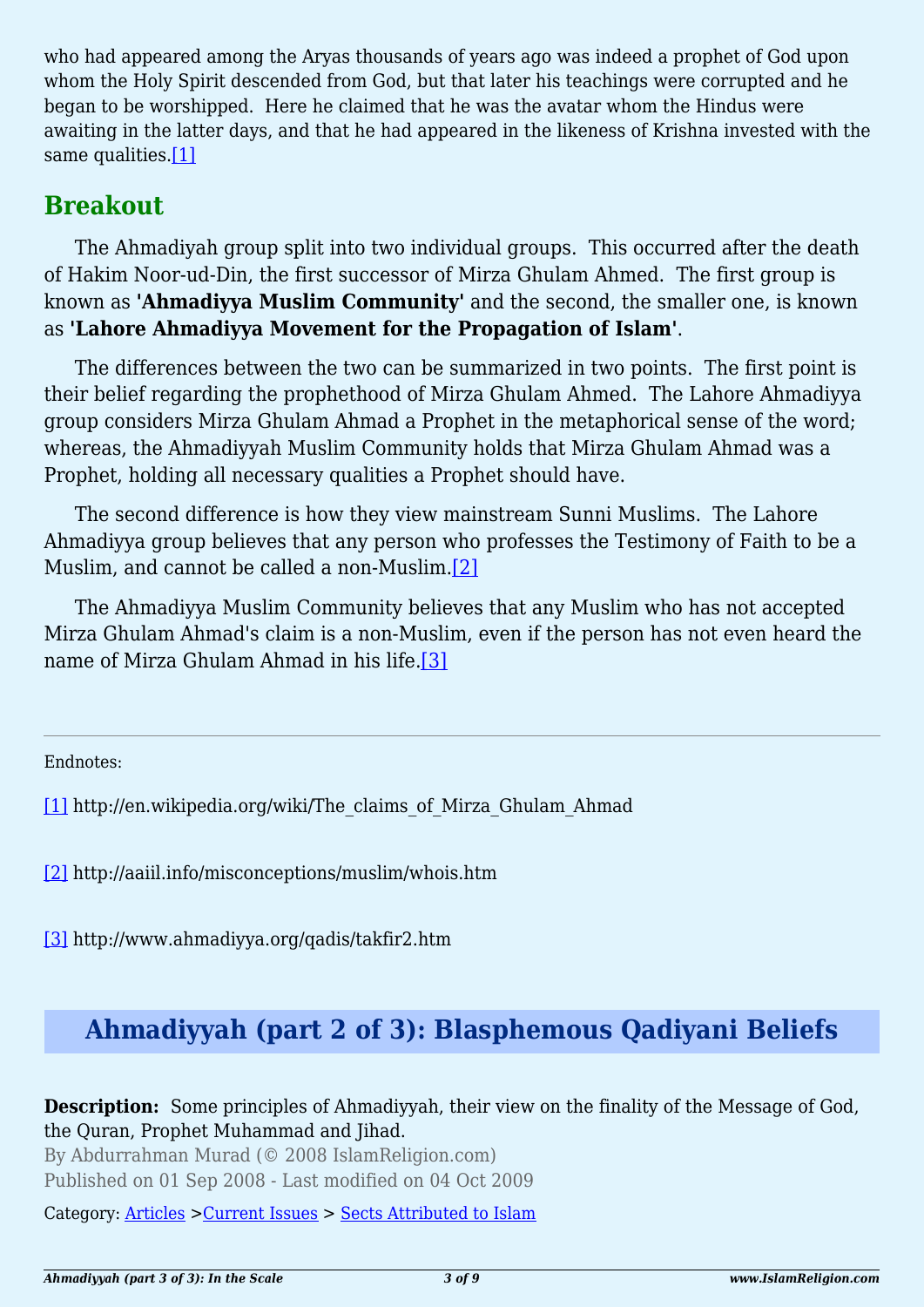who had appeared among the Aryas thousands of years ago was indeed a prophet of God upon whom the Holy Spirit descended from God, but that later his teachings were corrupted and he began to be worshipped.  Here he claimed that he was the avatar whom the Hindus were awaiting in the latter days, and that he had appeared in the likeness of Krishna invested with the same qualities.[1]

## Breakout

The Ahmadiyah group split into two individual groups.  This occurred after the death of Hakim Noor-ud-Din, the first successor of Mirza Ghulam Ahmed.  The first group is known as **'Ahmadiyya Muslim Community'** and the second, the smaller one, is known as **'Lahore Ahmadiyya Movement for the Propagation of Islam'**.

The differences between the two can be summarized in two points.  The first point is their belief regarding the prophethood of Mirza Ghulam Ahmed.  The Lahore Ahmadiyya group considers Mirza Ghulam Ahmad a Prophet in the metaphorical sense of the word; whereas, the Ahmadiyyah Muslim Community holds that Mirza Ghulam Ahmad was a Prophet, holding all necessary qualities a Prophet should have.

The second difference is how they view mainstream Sunni Muslims.  The Lahore Ahmadiyya group believes that any person who professes the Testimony of Faith to be a Muslim, and cannot be called a non-Muslim.[2]

The Ahmadiyya Muslim Community believes that any Muslim who has not accepted Mirza Ghulam Ahmad's claim is a non-Muslim, even if the person has not even heard the name of Mirza Ghulam Ahmad in his life.[3]

---

Endnotes:

[1] http://en.wikipedia.org/wiki/The_claims_of_Mirza_Ghulam_Ahmad

[2] http://aaiil.info/misconceptions/muslim/whois.htm

[3] http://www.ahmadiyya.org/qadis/takfir2.htm

# Ahmadiyyah (part 2 of 3): Blasphemous Qadiyani Beliefs

**Description:**  Some principles of Ahmadiyyah, their view on the finality of the Message of God, the Quran, Prophet Muhammad and Jihad.

By Abdurrahman Murad (© 2008 IslamReligion.com)

Published on 01 Sep 2008 - Last modified on 04 Oct 2009

Category: Articles >Current Issues > Sects Attributed to Islam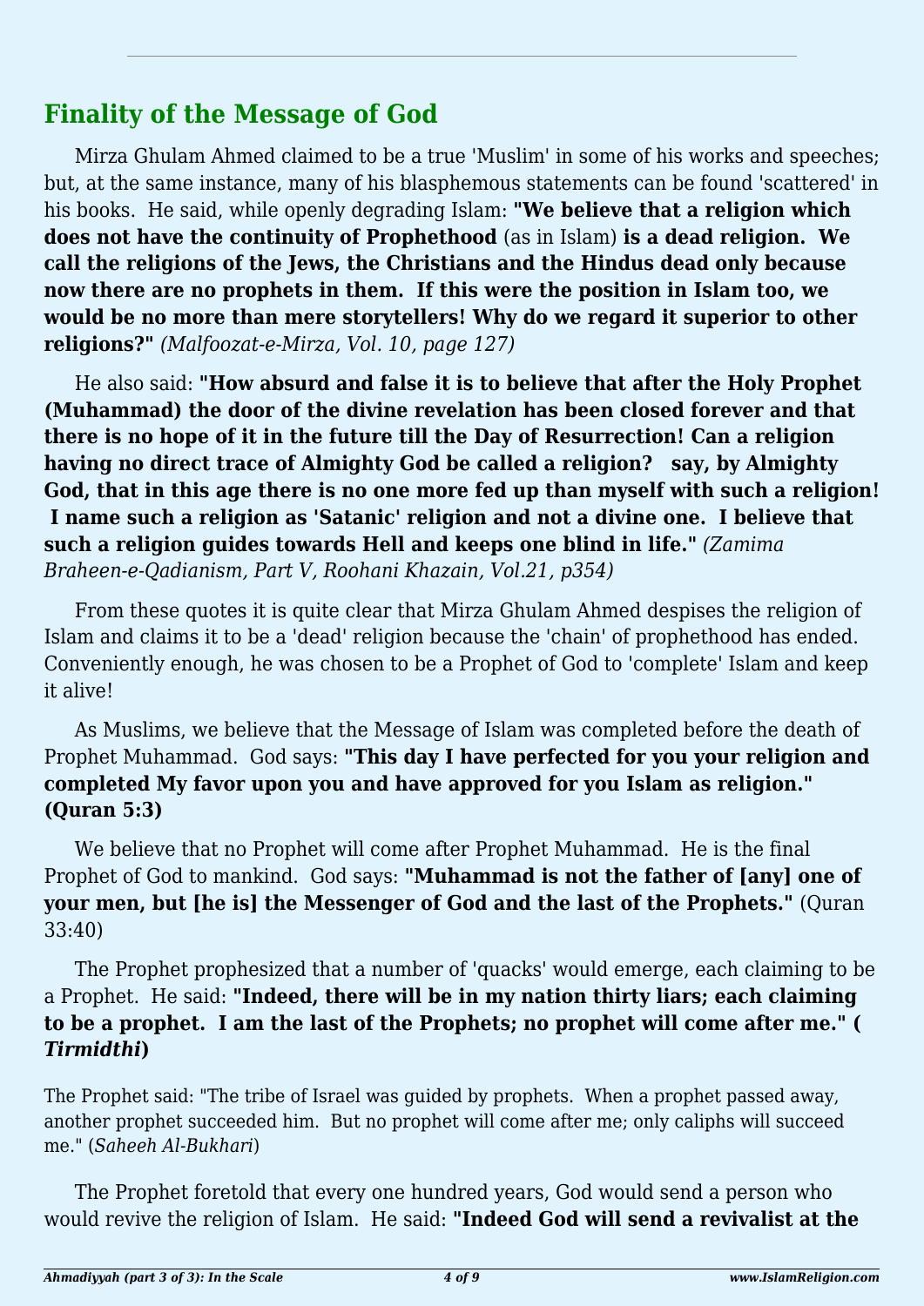## Finality of the Message of God

Mirza Ghulam Ahmed claimed to be a true 'Muslim' in some of his works and speeches; but, at the same instance, many of his blasphemous statements can be found 'scattered' in his books. He said, while openly degrading Islam: **"We believe that a religion which does not have the continuity of Prophethood** (as in Islam) **is a dead religion. We call the religions of the Jews, the Christians and the Hindus dead only because now there are no prophets in them. If this were the position in Islam too, we would be no more than mere storytellers! Why do we regard it superior to other religions?"** *(Malfoozat-e-Mirza, Vol. 10, page 127)*

He also said: **"How absurd and false it is to believe that after the Holy Prophet (Muhammad) the door of the divine revelation has been closed forever and that there is no hope of it in the future till the Day of Resurrection! Can a religion having no direct trace of Almighty God be called a religion? say, by Almighty God, that in this age there is no one more fed up than myself with such a religion! I name such a religion as 'Satanic' religion and not a divine one. I believe that such a religion guides towards Hell and keeps one blind in life."** *(Zamima Braheen-e-Qadianism, Part V, Roohani Khazain, Vol.21, p354)*

From these quotes it is quite clear that Mirza Ghulam Ahmed despises the religion of Islam and claims it to be a 'dead' religion because the 'chain' of prophethood has ended. Conveniently enough, he was chosen to be a Prophet of God to 'complete' Islam and keep it alive!

As Muslims, we believe that the Message of Islam was completed before the death of Prophet Muhammad. God says: **"This day I have perfected for you your religion and completed My favor upon you and have approved for you Islam as religion." (Quran 5:3)**

We believe that no Prophet will come after Prophet Muhammad. He is the final Prophet of God to mankind. God says: **"Muhammad is not the father of [any] one of your men, but [he is] the Messenger of God and the last of the Prophets."** (Quran 33:40)

The Prophet prophesized that a number of 'quacks' would emerge, each claiming to be a Prophet. He said: **"Indeed, there will be in my nation thirty liars; each claiming to be a prophet. I am the last of the Prophets; no prophet will come after me." (*Tirmidthi*)**

The Prophet said: "The tribe of Israel was guided by prophets. When a prophet passed away, another prophet succeeded him. But no prophet will come after me; only caliphs will succeed me." (*Saheeh Al-Bukhari*)

The Prophet foretold that every one hundred years, God would send a person who would revive the religion of Islam. He said: **"Indeed God will send a revivalist at the**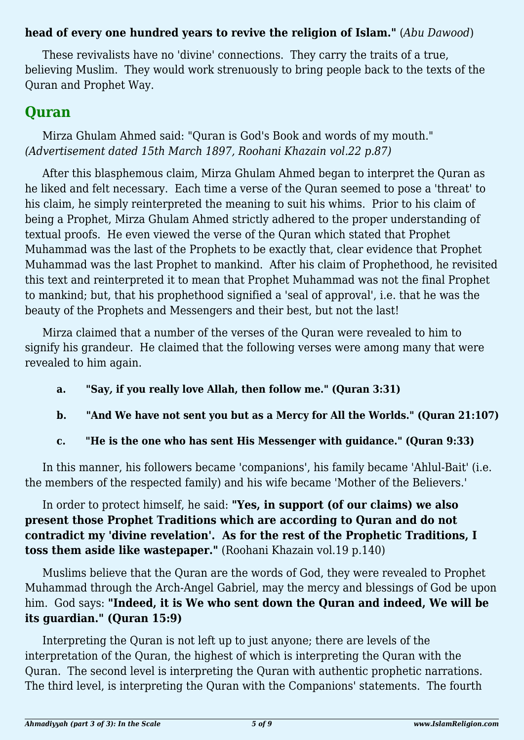**head of every one hundred years to revive the religion of Islam."** (*Abu Dawood*)

These revivalists have no 'divine' connections. They carry the traits of a true, believing Muslim. They would work strenuously to bring people back to the texts of the Quran and Prophet Way.

## Quran

Mirza Ghulam Ahmed said: "Quran is God's Book and words of my mouth." *(Advertisement dated 15th March 1897, Roohani Khazain vol.22 p.87)*

After this blasphemous claim, Mirza Ghulam Ahmed began to interpret the Quran as he liked and felt necessary. Each time a verse of the Quran seemed to pose a 'threat' to his claim, he simply reinterpreted the meaning to suit his whims. Prior to his claim of being a Prophet, Mirza Ghulam Ahmed strictly adhered to the proper understanding of textual proofs. He even viewed the verse of the Quran which stated that Prophet Muhammad was the last of the Prophets to be exactly that, clear evidence that Prophet Muhammad was the last Prophet to mankind. After his claim of Prophethood, he revisited this text and reinterpreted it to mean that Prophet Muhammad was not the final Prophet to mankind; but, that his prophethood signified a 'seal of approval', i.e. that he was the beauty of the Prophets and Messengers and their best, but not the last!

Mirza claimed that a number of the verses of the Quran were revealed to him to signify his grandeur. He claimed that the following verses were among many that were revealed to him again.

- **a. "Say, if you really love Allah, then follow me." (Quran 3:31)**
- **b. "And We have not sent you but as a Mercy for All the Worlds." (Quran 21:107)**
- **c. "He is the one who has sent His Messenger with guidance." (Quran 9:33)**

In this manner, his followers became 'companions', his family became 'Ahlul-Bait' (i.e. the members of the respected family) and his wife became 'Mother of the Believers.'

In order to protect himself, he said: **"Yes, in support (of our claims) we also present those Prophet Traditions which are according to Quran and do not contradict my 'divine revelation'. As for the rest of the Prophetic Traditions, I toss them aside like wastepaper."** (Roohani Khazain vol.19 p.140)

Muslims believe that the Quran are the words of God, they were revealed to Prophet Muhammad through the Arch-Angel Gabriel, may the mercy and blessings of God be upon him. God says: **"Indeed, it is We who sent down the Quran and indeed, We will be its guardian." (Quran 15:9)**

Interpreting the Quran is not left up to just anyone; there are levels of the interpretation of the Quran, the highest of which is interpreting the Quran with the Quran. The second level is interpreting the Quran with authentic prophetic narrations. The third level, is interpreting the Quran with the Companions' statements. The fourth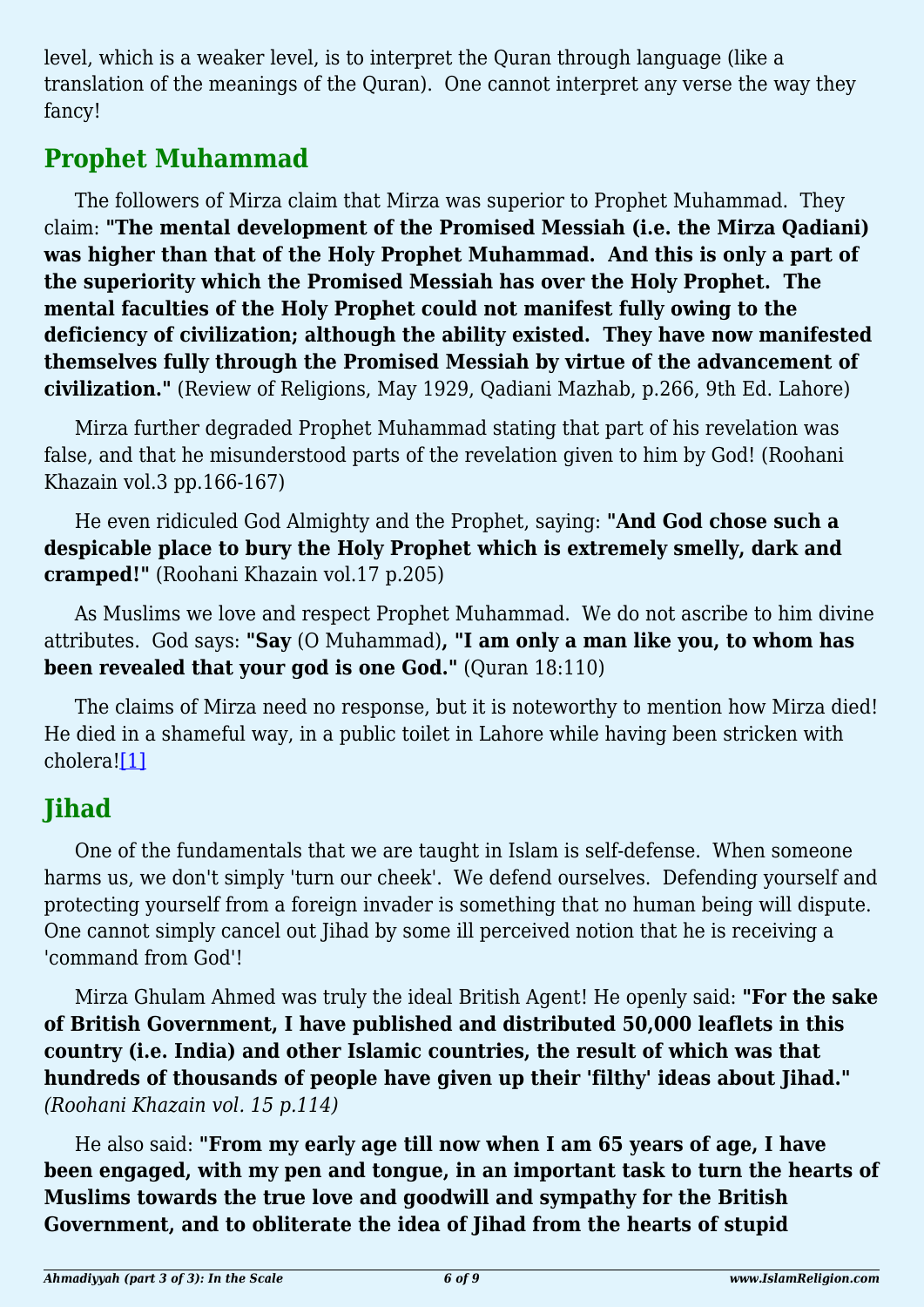level, which is a weaker level, is to interpret the Quran through language (like a translation of the meanings of the Quran). One cannot interpret any verse the way they fancy!

## Prophet Muhammad

The followers of Mirza claim that Mirza was superior to Prophet Muhammad. They claim: **"The mental development of the Promised Messiah (i.e. the Mirza Qadiani) was higher than that of the Holy Prophet Muhammad. And this is only a part of the superiority which the Promised Messiah has over the Holy Prophet. The mental faculties of the Holy Prophet could not manifest fully owing to the deficiency of civilization; although the ability existed. They have now manifested themselves fully through the Promised Messiah by virtue of the advancement of civilization."** (Review of Religions, May 1929, Qadiani Mazhab, p.266, 9th Ed. Lahore)

Mirza further degraded Prophet Muhammad stating that part of his revelation was false, and that he misunderstood parts of the revelation given to him by God! (Roohani Khazain vol.3 pp.166-167)

He even ridiculed God Almighty and the Prophet, saying: **"And God chose such a despicable place to bury the Holy Prophet which is extremely smelly, dark and cramped!"** (Roohani Khazain vol.17 p.205)

As Muslims we love and respect Prophet Muhammad. We do not ascribe to him divine attributes. God says: **"Say** (O Muhammad)**, "I am only a man like you, to whom has been revealed that your god is one God."** (Quran 18:110)

The claims of Mirza need no response, but it is noteworthy to mention how Mirza died! He died in a shameful way, in a public toilet in Lahore while having been stricken with cholera![1]

## Jihad

One of the fundamentals that we are taught in Islam is self-defense. When someone harms us, we don't simply 'turn our cheek'. We defend ourselves. Defending yourself and protecting yourself from a foreign invader is something that no human being will dispute. One cannot simply cancel out Jihad by some ill perceived notion that he is receiving a 'command from God'!

Mirza Ghulam Ahmed was truly the ideal British Agent! He openly said: **"For the sake of British Government, I have published and distributed 50,000 leaflets in this country (i.e. India) and other Islamic countries, the result of which was that hundreds of thousands of people have given up their 'filthy' ideas about Jihad."** *(Roohani Khazain vol. 15 p.114)*

He also said: **"From my early age till now when I am 65 years of age, I have been engaged, with my pen and tongue, in an important task to turn the hearts of Muslims towards the true love and goodwill and sympathy for the British Government, and to obliterate the idea of Jihad from the hearts of stupid**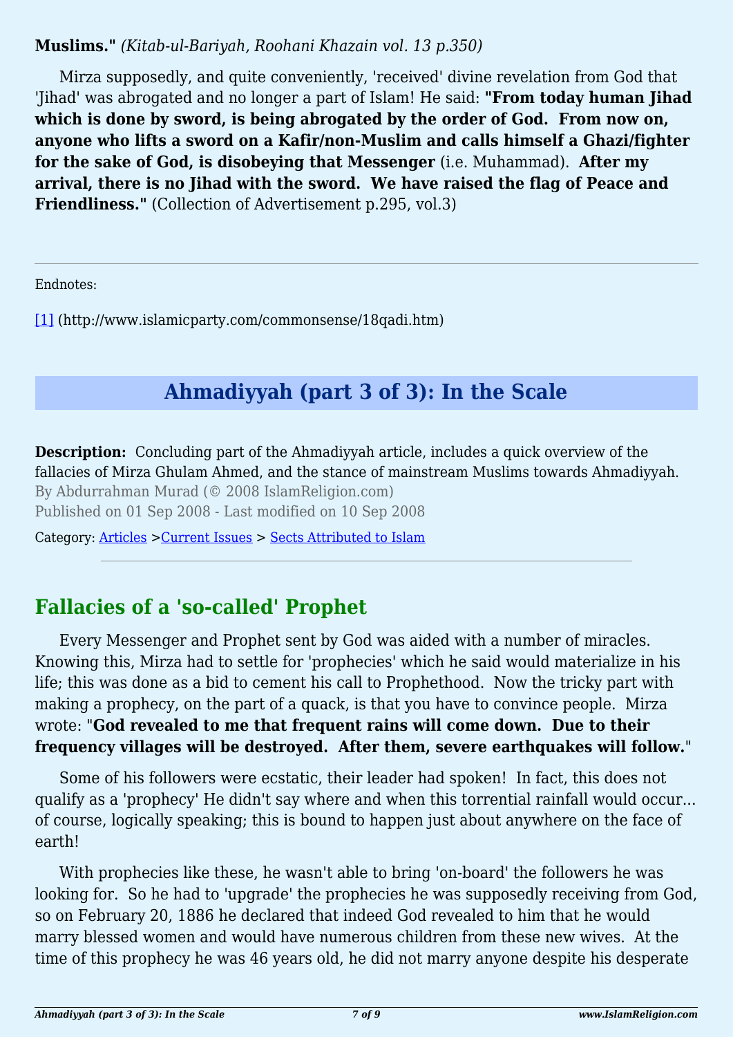**Muslims."** *(Kitab-ul-Bariyah, Roohani Khazain vol. 13 p.350)*

Mirza supposedly, and quite conveniently, 'received' divine revelation from God that 'Jihad' was abrogated and no longer a part of Islam! He said: **"From today human Jihad which is done by sword, is being abrogated by the order of God. From now on, anyone who lifts a sword on a Kafir/non-Muslim and calls himself a Ghazi/fighter for the sake of God, is disobeying that Messenger** (i.e. Muhammad). **After my arrival, there is no Jihad with the sword. We have raised the flag of Peace and Friendliness."** (Collection of Advertisement p.295, vol.3)

---

Endnotes:

[1] (http://www.islamicparty.com/commonsense/18qadi.htm)

# Ahmadiyyah (part 3 of 3): In the Scale

**Description:** Concluding part of the Ahmadiyyah article, includes a quick overview of the fallacies of Mirza Ghulam Ahmed, and the stance of mainstream Muslims towards Ahmadiyyah.

By Abdurrahman Murad (© 2008 IslamReligion.com)

Published on 01 Sep 2008 - Last modified on 10 Sep 2008

Category: Articles >Current Issues > Sects Attributed to Islam

---

## Fallacies of a 'so-called' Prophet

Every Messenger and Prophet sent by God was aided with a number of miracles. Knowing this, Mirza had to settle for 'prophecies' which he said would materialize in his life; this was done as a bid to cement his call to Prophethood. Now the tricky part with making a prophecy, on the part of a quack, is that you have to convince people. Mirza wrote: "**God revealed to me that frequent rains will come down. Due to their frequency villages will be destroyed. After them, severe earthquakes will follow.**"

Some of his followers were ecstatic, their leader had spoken! In fact, this does not qualify as a 'prophecy' He didn't say where and when this torrential rainfall would occur... of course, logically speaking; this is bound to happen just about anywhere on the face of earth!

With prophecies like these, he wasn't able to bring 'on-board' the followers he was looking for. So he had to 'upgrade' the prophecies he was supposedly receiving from God, so on February 20, 1886 he declared that indeed God revealed to him that he would marry blessed women and would have numerous children from these new wives. At the time of this prophecy he was 46 years old, he did not marry anyone despite his desperate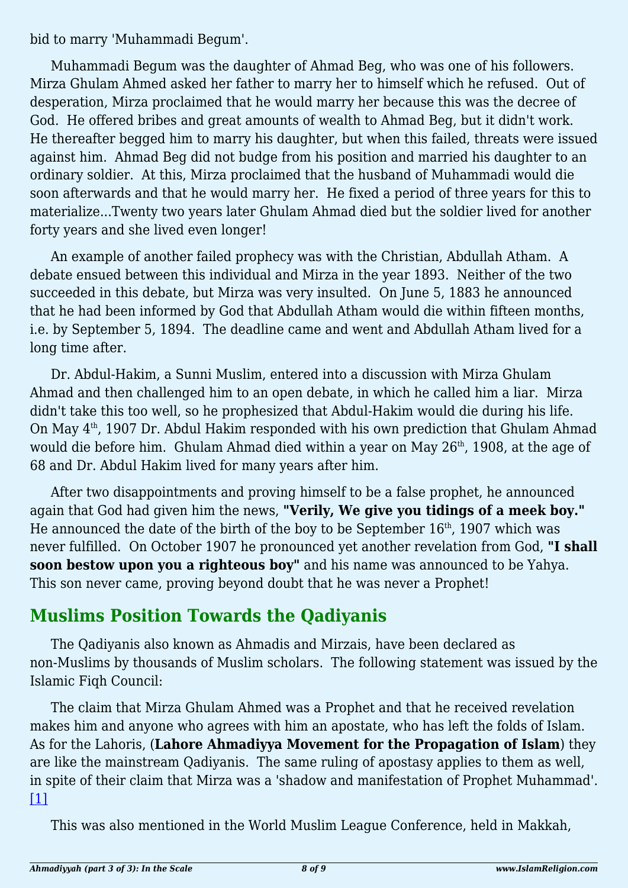bid to marry 'Muhammadi Begum'.

Muhammadi Begum was the daughter of Ahmad Beg, who was one of his followers. Mirza Ghulam Ahmed asked her father to marry her to himself which he refused. Out of desperation, Mirza proclaimed that he would marry her because this was the decree of God. He offered bribes and great amounts of wealth to Ahmad Beg, but it didn't work. He thereafter begged him to marry his daughter, but when this failed, threats were issued against him. Ahmad Beg did not budge from his position and married his daughter to an ordinary soldier. At this, Mirza proclaimed that the husband of Muhammadi would die soon afterwards and that he would marry her. He fixed a period of three years for this to materialize...Twenty two years later Ghulam Ahmad died but the soldier lived for another forty years and she lived even longer!

An example of another failed prophecy was with the Christian, Abdullah Atham. A debate ensued between this individual and Mirza in the year 1893. Neither of the two succeeded in this debate, but Mirza was very insulted. On June 5, 1883 he announced that he had been informed by God that Abdullah Atham would die within fifteen months, i.e. by September 5, 1894. The deadline came and went and Abdullah Atham lived for a long time after.

Dr. Abdul-Hakim, a Sunni Muslim, entered into a discussion with Mirza Ghulam Ahmad and then challenged him to an open debate, in which he called him a liar. Mirza didn't take this too well, so he prophesized that Abdul-Hakim would die during his life. On May 4th, 1907 Dr. Abdul Hakim responded with his own prediction that Ghulam Ahmad would die before him. Ghulam Ahmad died within a year on May 26th, 1908, at the age of 68 and Dr. Abdul Hakim lived for many years after him.

After two disappointments and proving himself to be a false prophet, he announced again that God had given him the news, **"Verily, We give you tidings of a meek boy."** He announced the date of the birth of the boy to be September 16th, 1907 which was never fulfilled. On October 1907 he pronounced yet another revelation from God, **"I shall soon bestow upon you a righteous boy"** and his name was announced to be Yahya. This son never came, proving beyond doubt that he was never a Prophet!

## Muslims Position Towards the Qadiyanis

The Qadiyanis also known as Ahmadis and Mirzais, have been declared as non-Muslims by thousands of Muslim scholars. The following statement was issued by the Islamic Fiqh Council:

The claim that Mirza Ghulam Ahmed was a Prophet and that he received revelation makes him and anyone who agrees with him an apostate, who has left the folds of Islam. As for the Lahoris, (**Lahore Ahmadiyya Movement for the Propagation of Islam**) they are like the mainstream Qadiyanis. The same ruling of apostasy applies to them as well, in spite of their claim that Mirza was a 'shadow and manifestation of Prophet Muhammad'. [1]

This was also mentioned in the World Muslim League Conference, held in Makkah,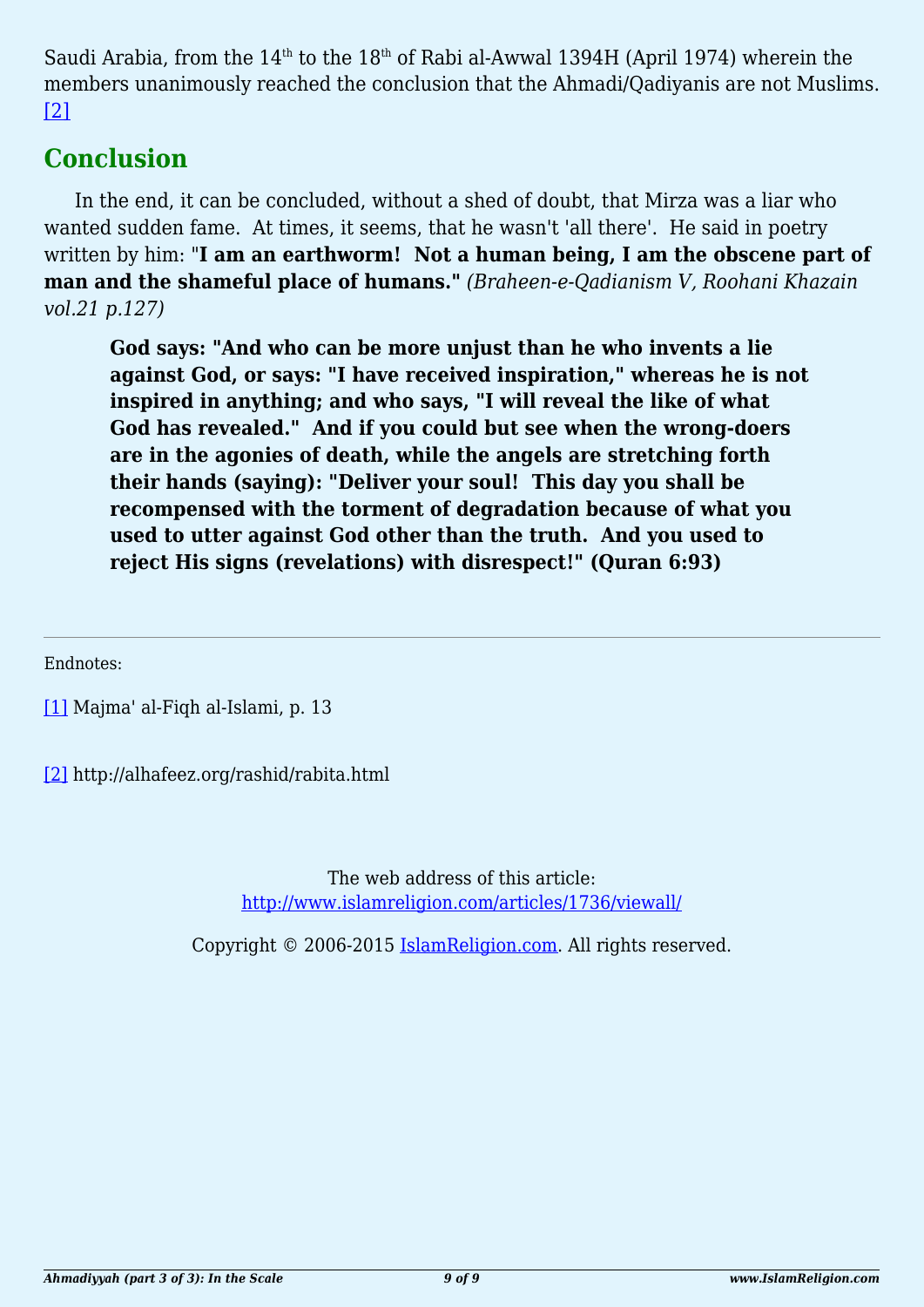Saudi Arabia, from the 14th to the 18th of Rabi al-Awwal 1394H (April 1974) wherein the members unanimously reached the conclusion that the Ahmadi/Qadiyanis are not Muslims. [2]

## Conclusion

In the end, it can be concluded, without a shed of doubt, that Mirza was a liar who wanted sudden fame. At times, it seems, that he wasn't 'all there'. He said in poetry written by him: "**I am an earthworm! Not a human being, I am the obscene part of man and the shameful place of humans.**" *(Braheen-e-Qadianism V, Roohani Khazain vol.21 p.127)*

> **God says: "And who can be more unjust than he who invents a lie against God, or says: "I have received inspiration," whereas he is not inspired in anything; and who says, "I will reveal the like of what God has revealed." And if you could but see when the wrong-doers are in the agonies of death, while the angels are stretching forth their hands (saying): "Deliver your soul! This day you shall be recompensed with the torment of degradation because of what you used to utter against God other than the truth. And you used to reject His signs (revelations) with disrespect!" (Quran 6:93)**

---

Endnotes:

[1] Majma' al-Fiqh al-Islami, p. 13

[2] http://alhafeez.org/rashid/rabita.html

The web address of this article:
http://www.islamreligion.com/articles/1736/viewall/

Copyright © 2006-2015 IslamReligion.com. All rights reserved.